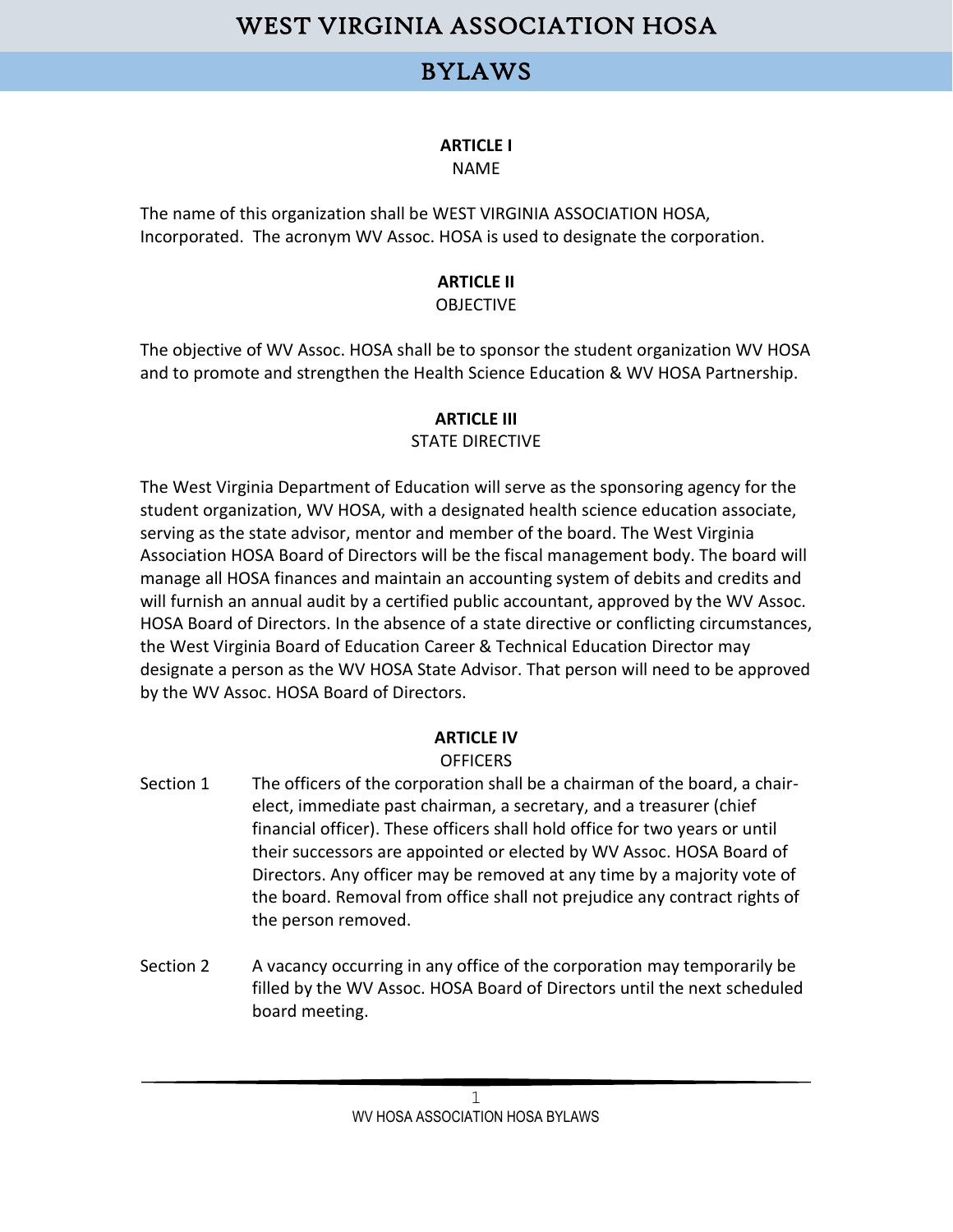# WEST VIRGINIA ASSOCIATION HOSA

## BYLAWS

### ARTICLE I
NAME

The name of this organization shall be WEST VIRGINIA ASSOCIATION HOSA, Incorporated. The acronym WV Assoc. HOSA is used to designate the corporation.

### ARTICLE II
OBJECTIVE

The objective of WV Assoc. HOSA shall be to sponsor the student organization WV HOSA and to promote and strengthen the Health Science Education & WV HOSA Partnership.

### ARTICLE III
STATE DIRECTIVE

The West Virginia Department of Education will serve as the sponsoring agency for the student organization, WV HOSA, with a designated health science education associate, serving as the state advisor, mentor and member of the board. The West Virginia Association HOSA Board of Directors will be the fiscal management body. The board will manage all HOSA finances and maintain an accounting system of debits and credits and will furnish an annual audit by a certified public accountant, approved by the WV Assoc. HOSA Board of Directors. In the absence of a state directive or conflicting circumstances, the West Virginia Board of Education Career & Technical Education Director may designate a person as the WV HOSA State Advisor. That person will need to be approved by the WV Assoc. HOSA Board of Directors.

### ARTICLE IV
OFFICERS

Section 1 The officers of the corporation shall be a chairman of the board, a chair-elect, immediate past chairman, a secretary, and a treasurer (chief financial officer). These officers shall hold office for two years or until their successors are appointed or elected by WV Assoc. HOSA Board of Directors. Any officer may be removed at any time by a majority vote of the board. Removal from office shall not prejudice any contract rights of the person removed.

Section 2 A vacancy occurring in any office of the corporation may temporarily be filled by the WV Assoc. HOSA Board of Directors until the next scheduled board meeting.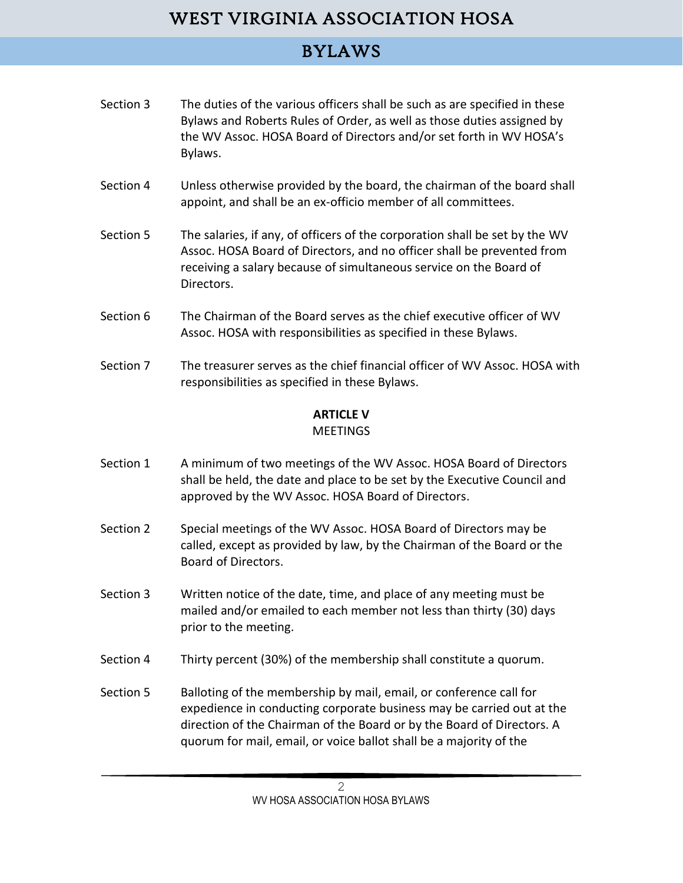Section 3 The duties of the various officers shall be such as are specified in these Bylaws and Roberts Rules of Order, as well as those duties assigned by the WV Assoc. HOSA Board of Directors and/or set forth in WV HOSA's Bylaws.

Section 4 Unless otherwise provided by the board, the chairman of the board shall appoint, and shall be an ex-officio member of all committees.

Section 5 The salaries, if any, of officers of the corporation shall be set by the WV Assoc. HOSA Board of Directors, and no officer shall be prevented from receiving a salary because of simultaneous service on the Board of Directors.

Section 6 The Chairman of the Board serves as the chief executive officer of WV Assoc. HOSA with responsibilities as specified in these Bylaws.

Section 7 The treasurer serves as the chief financial officer of WV Assoc. HOSA with responsibilities as specified in these Bylaws.

## ARTICLE V
MEETINGS

Section 1 A minimum of two meetings of the WV Assoc. HOSA Board of Directors shall be held, the date and place to be set by the Executive Council and approved by the WV Assoc. HOSA Board of Directors.

Section 2 Special meetings of the WV Assoc. HOSA Board of Directors may be called, except as provided by law, by the Chairman of the Board or the Board of Directors.

Section 3 Written notice of the date, time, and place of any meeting must be mailed and/or emailed to each member not less than thirty (30) days prior to the meeting.

Section 4 Thirty percent (30%) of the membership shall constitute a quorum.

Section 5 Balloting of the membership by mail, email, or conference call for expedience in conducting corporate business may be carried out at the direction of the Chairman of the Board or by the Board of Directors. A quorum for mail, email, or voice ballot shall be a majority of the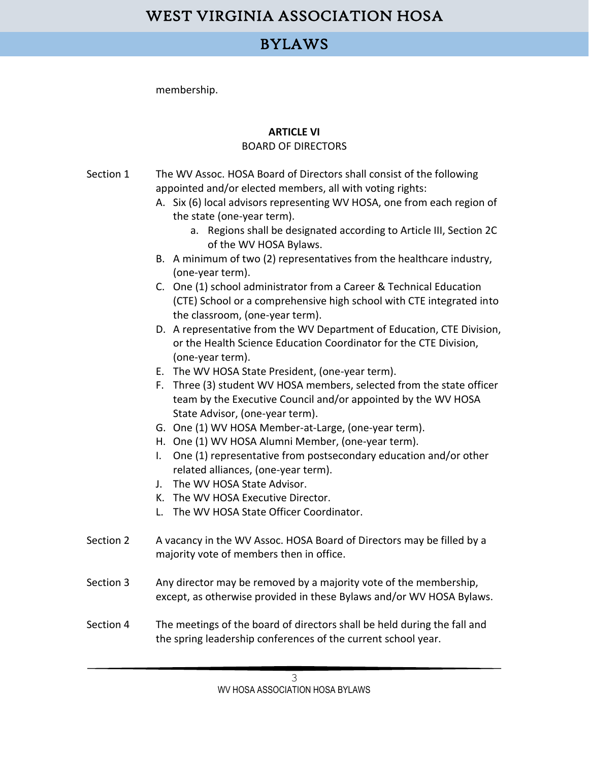membership.

**ARTICLE VI**

BOARD OF DIRECTORS

Section 1 The WV Assoc. HOSA Board of Directors shall consist of the following appointed and/or elected members, all with voting rights:

A. Six (6) local advisors representing WV HOSA, one from each region of the state (one-year term).
   a. Regions shall be designated according to Article III, Section 2C of the WV HOSA Bylaws.
B. A minimum of two (2) representatives from the healthcare industry, (one-year term).
C. One (1) school administrator from a Career & Technical Education (CTE) School or a comprehensive high school with CTE integrated into the classroom, (one-year term).
D. A representative from the WV Department of Education, CTE Division, or the Health Science Education Coordinator for the CTE Division, (one-year term).
E. The WV HOSA State President, (one-year term).
F. Three (3) student WV HOSA members, selected from the state officer team by the Executive Council and/or appointed by the WV HOSA State Advisor, (one-year term).
G. One (1) WV HOSA Member-at-Large, (one-year term).
H. One (1) WV HOSA Alumni Member, (one-year term).
I. One (1) representative from postsecondary education and/or other related alliances, (one-year term).
J. The WV HOSA State Advisor.
K. The WV HOSA Executive Director.
L. The WV HOSA State Officer Coordinator.

Section 2 A vacancy in the WV Assoc. HOSA Board of Directors may be filled by a majority vote of members then in office.

Section 3 Any director may be removed by a majority vote of the membership, except, as otherwise provided in these Bylaws and/or WV HOSA Bylaws.

Section 4 The meetings of the board of directors shall be held during the fall and the spring leadership conferences of the current school year.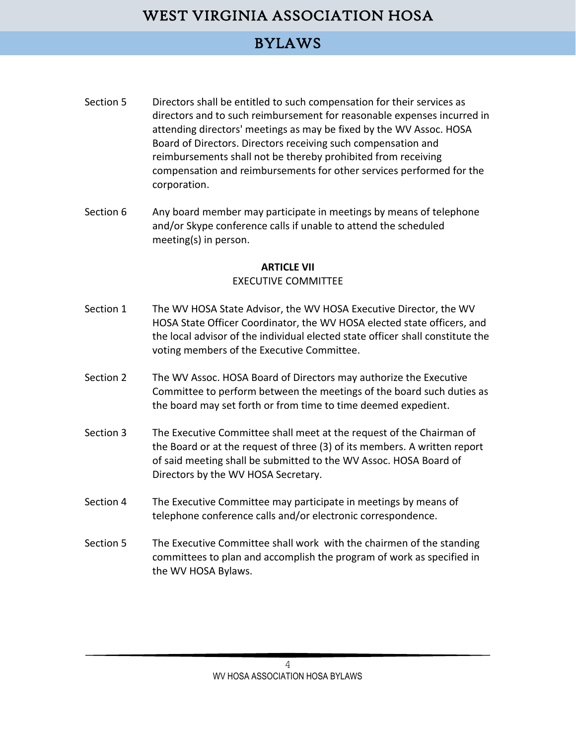Section 5 Directors shall be entitled to such compensation for their services as directors and to such reimbursement for reasonable expenses incurred in attending directors' meetings as may be fixed by the WV Assoc. HOSA Board of Directors. Directors receiving such compensation and reimbursements shall not be thereby prohibited from receiving compensation and reimbursements for other services performed for the corporation.

Section 6 Any board member may participate in meetings by means of telephone and/or Skype conference calls if unable to attend the scheduled meeting(s) in person.

## ARTICLE VII
EXECUTIVE COMMITTEE

Section 1 The WV HOSA State Advisor, the WV HOSA Executive Director, the WV HOSA State Officer Coordinator, the WV HOSA elected state officers, and the local advisor of the individual elected state officer shall constitute the voting members of the Executive Committee.

Section 2 The WV Assoc. HOSA Board of Directors may authorize the Executive Committee to perform between the meetings of the board such duties as the board may set forth or from time to time deemed expedient.

Section 3 The Executive Committee shall meet at the request of the Chairman of the Board or at the request of three (3) of its members. A written report of said meeting shall be submitted to the WV Assoc. HOSA Board of Directors by the WV HOSA Secretary.

Section 4 The Executive Committee may participate in meetings by means of telephone conference calls and/or electronic correspondence.

Section 5 The Executive Committee shall work with the chairmen of the standing committees to plan and accomplish the program of work as specified in the WV HOSA Bylaws.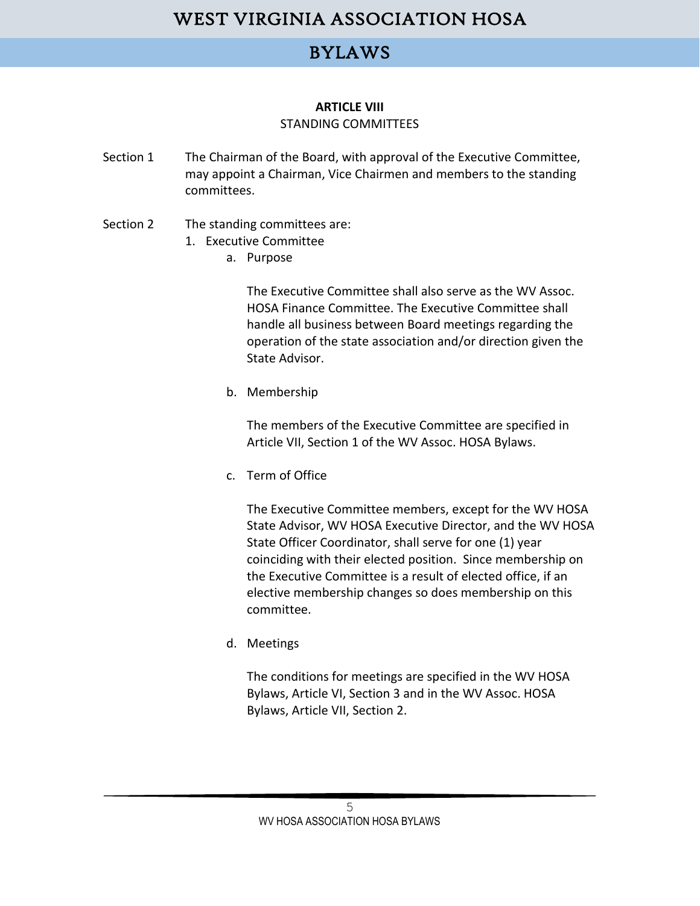## ARTICLE VIII

### STANDING COMMITTEES

Section 1 The Chairman of the Board, with approval of the Executive Committee, may appoint a Chairman, Vice Chairmen and members to the standing committees.

Section 2 The standing committees are:

1. Executive Committee
   a. Purpose

      The Executive Committee shall also serve as the WV Assoc. HOSA Finance Committee. The Executive Committee shall handle all business between Board meetings regarding the operation of the state association and/or direction given the State Advisor.

   b. Membership

      The members of the Executive Committee are specified in Article VII, Section 1 of the WV Assoc. HOSA Bylaws.

   c. Term of Office

      The Executive Committee members, except for the WV HOSA State Advisor, WV HOSA Executive Director, and the WV HOSA State Officer Coordinator, shall serve for one (1) year coinciding with their elected position. Since membership on the Executive Committee is a result of elected office, if an elective membership changes so does membership on this committee.

   d. Meetings

      The conditions for meetings are specified in the WV HOSA Bylaws, Article VI, Section 3 and in the WV Assoc. HOSA Bylaws, Article VII, Section 2.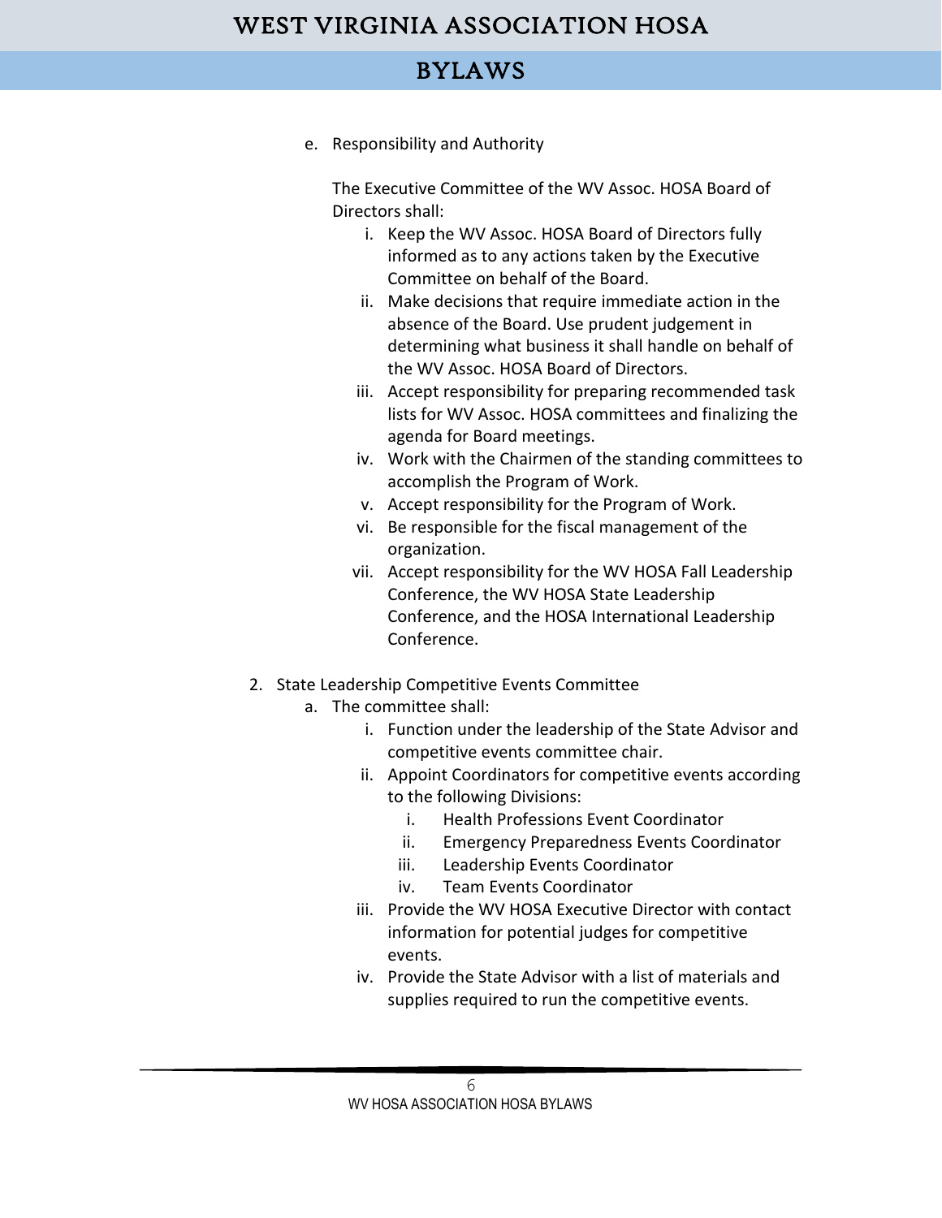e. Responsibility and Authority

   The Executive Committee of the WV Assoc. HOSA Board of Directors shall:

   i. Keep the WV Assoc. HOSA Board of Directors fully informed as to any actions taken by the Executive Committee on behalf of the Board.
   ii. Make decisions that require immediate action in the absence of the Board. Use prudent judgement in determining what business it shall handle on behalf of the WV Assoc. HOSA Board of Directors.
   iii. Accept responsibility for preparing recommended task lists for WV Assoc. HOSA committees and finalizing the agenda for Board meetings.
   iv. Work with the Chairmen of the standing committees to accomplish the Program of Work.
   v. Accept responsibility for the Program of Work.
   vi. Be responsible for the fiscal management of the organization.
   vii. Accept responsibility for the WV HOSA Fall Leadership Conference, the WV HOSA State Leadership Conference, and the HOSA International Leadership Conference.

2. State Leadership Competitive Events Committee
   a. The committee shall:
      i. Function under the leadership of the State Advisor and competitive events committee chair.
      ii. Appoint Coordinators for competitive events according to the following Divisions:
         i. Health Professions Event Coordinator
         ii. Emergency Preparedness Events Coordinator
         iii. Leadership Events Coordinator
         iv. Team Events Coordinator
      iii. Provide the WV HOSA Executive Director with contact information for potential judges for competitive events.
      iv. Provide the State Advisor with a list of materials and supplies required to run the competitive events.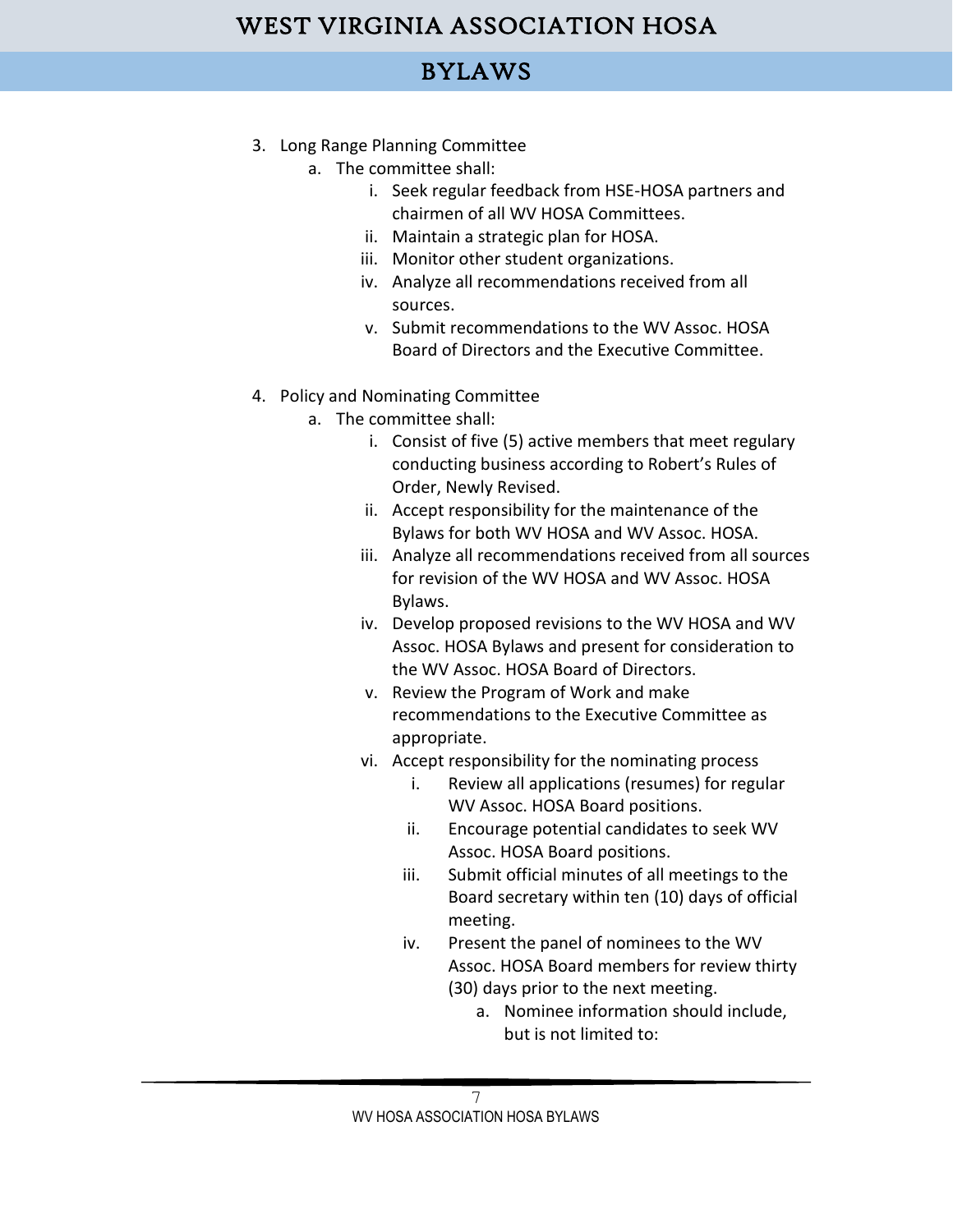3. Long Range Planning Committee
    a. The committee shall:
        i. Seek regular feedback from HSE-HOSA partners and chairmen of all WV HOSA Committees.
        ii. Maintain a strategic plan for HOSA.
        iii. Monitor other student organizations.
        iv. Analyze all recommendations received from all sources.
        v. Submit recommendations to the WV Assoc. HOSA Board of Directors and the Executive Committee.

4. Policy and Nominating Committee
    a. The committee shall:
        i. Consist of five (5) active members that meet regulary conducting business according to Robert's Rules of Order, Newly Revised.
        ii. Accept responsibility for the maintenance of the Bylaws for both WV HOSA and WV Assoc. HOSA.
        iii. Analyze all recommendations received from all sources for revision of the WV HOSA and WV Assoc. HOSA Bylaws.
        iv. Develop proposed revisions to the WV HOSA and WV Assoc. HOSA Bylaws and present for consideration to the WV Assoc. HOSA Board of Directors.
        v. Review the Program of Work and make recommendations to the Executive Committee as appropriate.
        vi. Accept responsibility for the nominating process
            i. Review all applications (resumes) for regular WV Assoc. HOSA Board positions.
            ii. Encourage potential candidates to seek WV Assoc. HOSA Board positions.
            iii. Submit official minutes of all meetings to the Board secretary within ten (10) days of official meeting.
            iv. Present the panel of nominees to the WV Assoc. HOSA Board members for review thirty (30) days prior to the next meeting.
                a. Nominee information should include, but is not limited to: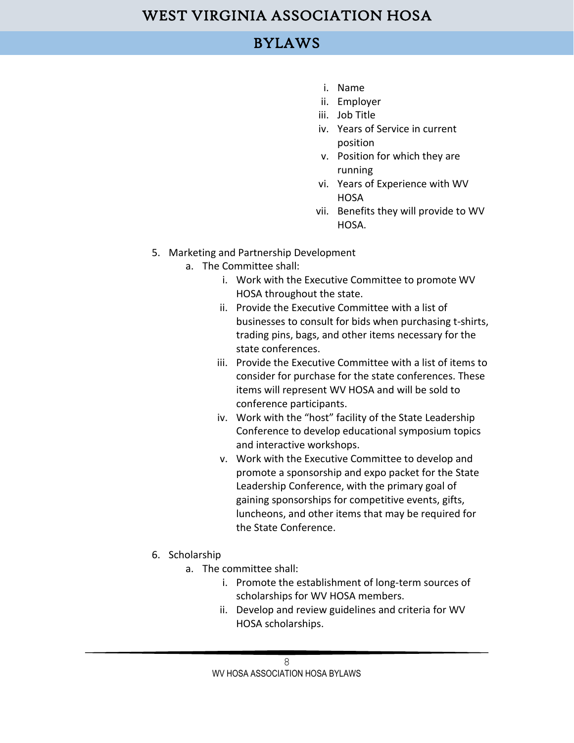i. Name
  ii. Employer
  iii. Job Title
  iv. Years of Service in current position
  v. Position for which they are running
  vi. Years of Experience with WV HOSA
  vii. Benefits they will provide to WV HOSA.

5. Marketing and Partnership Development
   a. The Committee shall:
      i. Work with the Executive Committee to promote WV HOSA throughout the state.
      ii. Provide the Executive Committee with a list of businesses to consult for bids when purchasing t-shirts, trading pins, bags, and other items necessary for the state conferences.
      iii. Provide the Executive Committee with a list of items to consider for purchase for the state conferences. These items will represent WV HOSA and will be sold to conference participants.
      iv. Work with the "host" facility of the State Leadership Conference to develop educational symposium topics and interactive workshops.
      v. Work with the Executive Committee to develop and promote a sponsorship and expo packet for the State Leadership Conference, with the primary goal of gaining sponsorships for competitive events, gifts, luncheons, and other items that may be required for the State Conference.

6. Scholarship
   a. The committee shall:
      i. Promote the establishment of long-term sources of scholarships for WV HOSA members.
      ii. Develop and review guidelines and criteria for WV HOSA scholarships.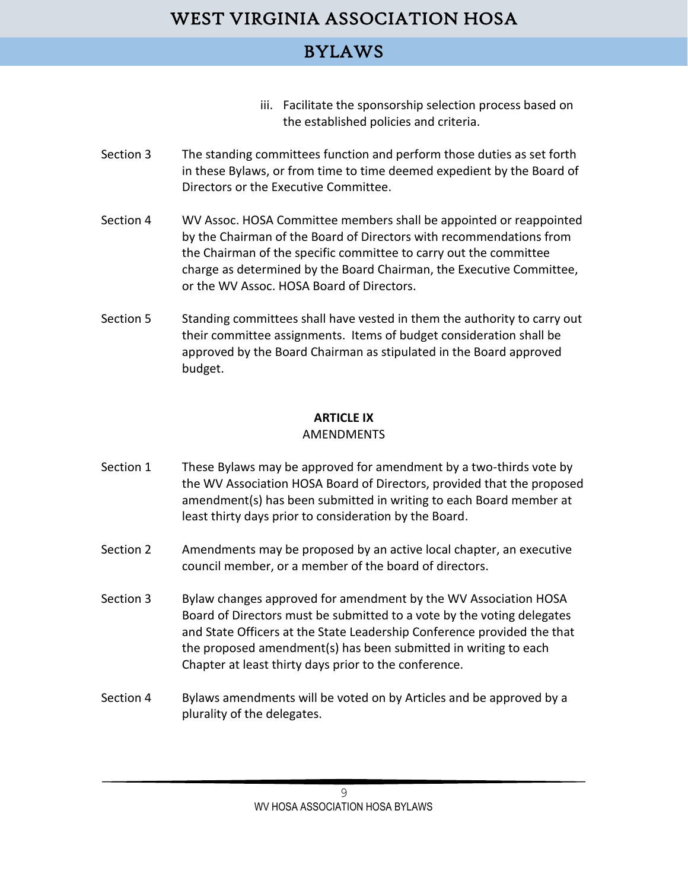iii. Facilitate the sponsorship selection process based on the established policies and criteria.

Section 3 The standing committees function and perform those duties as set forth in these Bylaws, or from time to time deemed expedient by the Board of Directors or the Executive Committee.

Section 4 WV Assoc. HOSA Committee members shall be appointed or reappointed by the Chairman of the Board of Directors with recommendations from the Chairman of the specific committee to carry out the committee charge as determined by the Board Chairman, the Executive Committee, or the WV Assoc. HOSA Board of Directors.

Section 5 Standing committees shall have vested in them the authority to carry out their committee assignments. Items of budget consideration shall be approved by the Board Chairman as stipulated in the Board approved budget.

## ARTICLE IX
AMENDMENTS

Section 1 These Bylaws may be approved for amendment by a two-thirds vote by the WV Association HOSA Board of Directors, provided that the proposed amendment(s) has been submitted in writing to each Board member at least thirty days prior to consideration by the Board.

Section 2 Amendments may be proposed by an active local chapter, an executive council member, or a member of the board of directors.

Section 3 Bylaw changes approved for amendment by the WV Association HOSA Board of Directors must be submitted to a vote by the voting delegates and State Officers at the State Leadership Conference provided the that the proposed amendment(s) has been submitted in writing to each Chapter at least thirty days prior to the conference.

Section 4 Bylaws amendments will be voted on by Articles and be approved by a plurality of the delegates.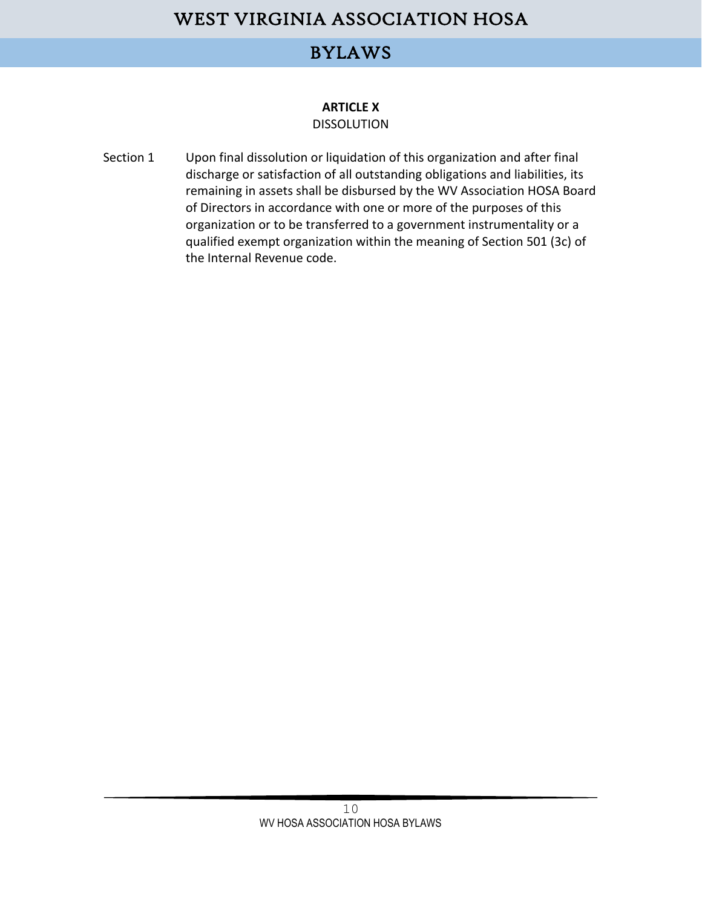## ARTICLE X

DISSOLUTION

Section 1 Upon final dissolution or liquidation of this organization and after final discharge or satisfaction of all outstanding obligations and liabilities, its remaining in assets shall be disbursed by the WV Association HOSA Board of Directors in accordance with one or more of the purposes of this organization or to be transferred to a government instrumentality or a qualified exempt organization within the meaning of Section 501 (3c) of the Internal Revenue code.